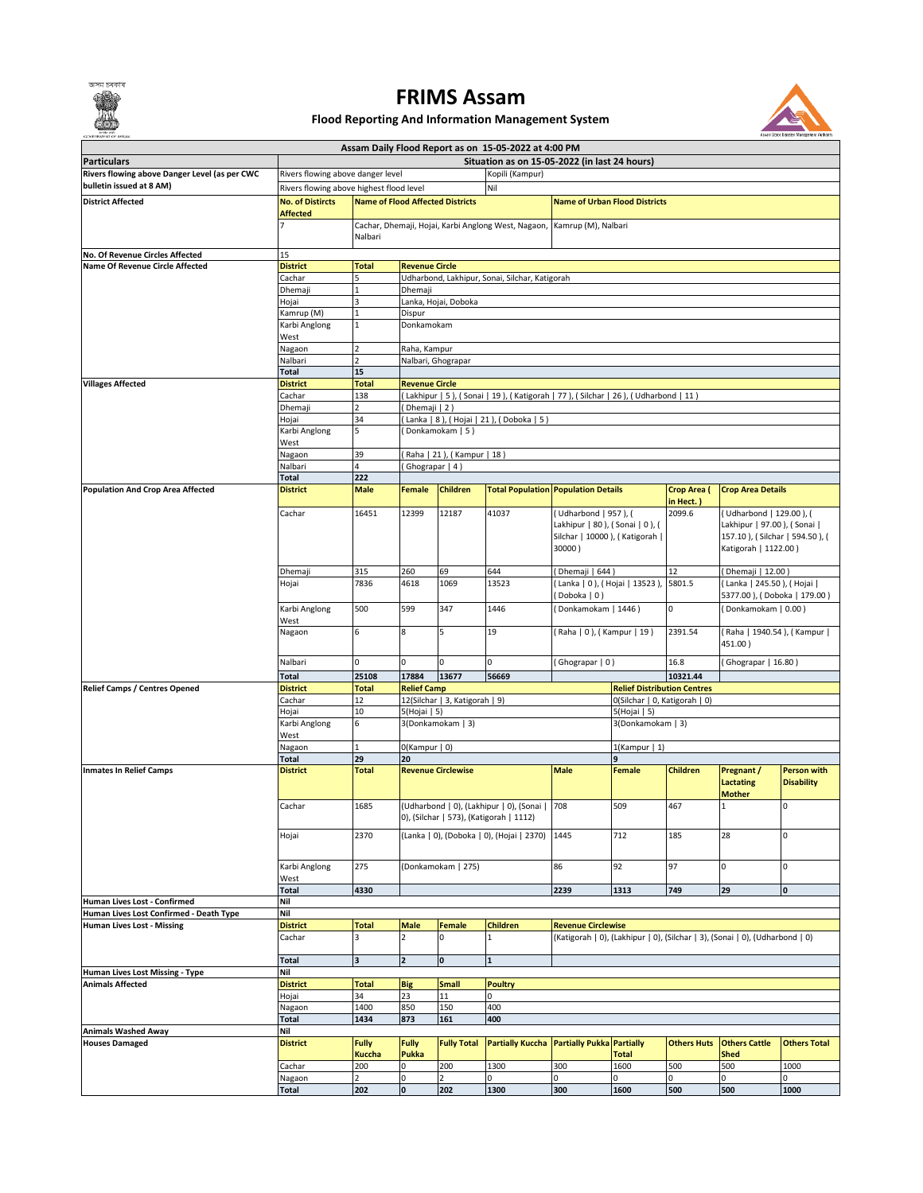# FRIMS Assam

**Flood Reporting And Information Management System**

**Assam Daily Flood Report as on 15-05-2022 at 4:00 PM**

| Particulars | Situation as on 15-05-2022 (in last 24 hours) | |
|---|---|---|
| Rivers flowing above Danger Level (as per CWC bulletin issued at 8 AM) | Rivers flowing above danger level | Kopili (Kampur) |
| | Rivers flowing above highest flood level | Nil |

**District Affected**

| No. of Distircts Affected | Name of Flood Affected Districts | Name of Urban Flood Districts |
|---|---|---|
| 7 | Cachar, Dhemaji, Hojai, Karbi Anglong West, Nagaon, Nalbari | Kamrup (M), Nalbari |

**No. Of Revenue Circles Affected**: 15

**Name Of Revenue Circle Affected**

| District | Total | Revenue Circle |
|---|---|---|
| Cachar | 5 | Udharbond, Lakhipur, Sonai, Silchar, Katigorah |
| Dhemaji | 1 | Dhemaji |
| Hojai | 3 | Lanka, Hojai, Doboka |
| Kamrup (M) | 1 | Dispur |
| Karbi Anglong West | 1 | Donkamokam |
| Nagaon | 2 | Raha, Kampur |
| Nalbari | 2 | Nalbari, Ghograpar |
| **Total** | **15** | |

**Villages Affected**

| District | Total | Revenue Circle |
|---|---|---|
| Cachar | 138 | ( Lakhipur \| 5 ), ( Sonai \| 19 ), ( Katigorah \| 77 ), ( Silchar \| 26 ), ( Udharbond \| 11 ) |
| Dhemaji | 2 | ( Dhemaji \| 2 ) |
| Hojai | 34 | ( Lanka \| 8 ), ( Hojai \| 21 ), ( Doboka \| 5 ) |
| Karbi Anglong West | 5 | ( Donkamokam \| 5 ) |
| Nagaon | 39 | ( Raha \| 21 ), ( Kampur \| 18 ) |
| Nalbari | 4 | ( Ghograpar \| 4 ) |
| **Total** | **222** | |

**Population And Crop Area Affected**

| District | Male | Female | Children | Total Population | Population Details | Crop Area ( in Hect. ) | Crop Area Details |
|---|---|---|---|---|---|---|---|
| Cachar | 16451 | 12399 | 12187 | 41037 | ( Udharbond \| 957 ), ( Lakhipur \| 80 ), ( Sonai \| 0 ), ( Silchar \| 10000 ), ( Katigorah \| 30000 ) | 2099.6 | ( Udharbond \| 129.00 ), ( Lakhipur \| 97.00 ), ( Sonai \| 157.10 ), ( Silchar \| 594.50 ), ( Katigorah \| 1122.00 ) |
| Dhemaji | 315 | 260 | 69 | 644 | ( Dhemaji \| 644 ) | 12 | ( Dhemaji \| 12.00 ) |
| Hojai | 7836 | 4618 | 1069 | 13523 | ( Lanka \| 0 ), ( Hojai \| 13523 ), ( Doboka \| 0 ) | 5801.5 | ( Lanka \| 245.50 ), ( Hojai \| 5377.00 ), ( Doboka \| 179.00 ) |
| Karbi Anglong West | 500 | 599 | 347 | 1446 | ( Donkamokam \| 1446 ) | 0 | ( Donkamokam \| 0.00 ) |
| Nagaon | 6 | 8 | 5 | 19 | ( Raha \| 0 ), ( Kampur \| 19 ) | 2391.54 | ( Raha \| 1940.54 ), ( Kampur \| 451.00 ) |
| Nalbari | 0 | 0 | 0 | 0 | ( Ghograpar \| 0 ) | 16.8 | ( Ghograpar \| 16.80 ) |
| **Total** | **25108** | **17884** | **13677** | **56669** | | **10321.44** | |

**Relief Camps / Centres Opened**

| District | Total | Relief Camp | Relief Distribution Centres |
|---|---|---|---|
| Cachar | 12 | 12(Silchar \| 3, Katigorah \| 9) | 0(Silchar \| 0, Katigorah \| 0) |
| Hojai | 10 | 5(Hojai \| 5) | 5(Hojai \| 5) |
| Karbi Anglong West | 6 | 3(Donkamokam \| 3) | 3(Donkamokam \| 3) |
| Nagaon | 1 | 0(Kampur \| 0) | 1(Kampur \| 1) |
| **Total** | **29** | **20** | **9** |

**Inmates In Relief Camps**

| District | Total | Revenue Circlewise | Male | Female | Children | Pregnant / Lactating Mother | Person with Disability |
|---|---|---|---|---|---|---|---|
| Cachar | 1685 | (Udharbond \| 0), (Lakhipur \| 0), (Sonai \| 0), (Silchar \| 573), (Katigorah \| 1112) | 708 | 509 | 467 | 1 | 0 |
| Hojai | 2370 | (Lanka \| 0), (Doboka \| 0), (Hojai \| 2370) | 1445 | 712 | 185 | 28 | 0 |
| Karbi Anglong West | 275 | (Donkamokam \| 275) | 86 | 92 | 97 | 0 | 0 |
| **Total** | **4330** | | **2239** | **1313** | **749** | **29** | **0** |

**Human Lives Lost - Confirmed**: Nil

**Human Lives Lost Confirmed - Death Type**: Nil

**Human Lives Lost - Missing**

| District | Total | Male | Female | Children | Revenue Circlewise |
|---|---|---|---|---|---|
| Cachar | 3 | 2 | 0 | 1 | (Katigorah \| 0), (Lakhipur \| 0), (Silchar \| 3), (Sonai \| 0), (Udharbond \| 0) |
| **Total** | **3** | **2** | **0** | **1** | |

**Human Lives Lost Missing - Type**: Nil

**Animals Affected**

| District | Total | Big | Small | Poultry |
|---|---|---|---|---|
| Hojai | 34 | 23 | 11 | 0 |
| Nagaon | 1400 | 850 | 150 | 400 |
| **Total** | **1434** | **873** | **161** | **400** |

**Animals Washed Away**: Nil

**Houses Damaged**

| District | Fully Kuccha | Fully Pukka | Fully Total | Partially Kuccha | Partially Pukka | Partially Total | Others Huts | Others Cattle Shed | Others Total |
|---|---|---|---|---|---|---|---|---|---|
| Cachar | 200 | 0 | 200 | 1300 | 300 | 1600 | 500 | 500 | 1000 |
| Nagaon | 2 | 0 | 2 | 0 | 0 | 0 | 0 | 0 | 0 |
| **Total** | **202** | **0** | **202** | **1300** | **300** | **1600** | **500** | **500** | **1000** |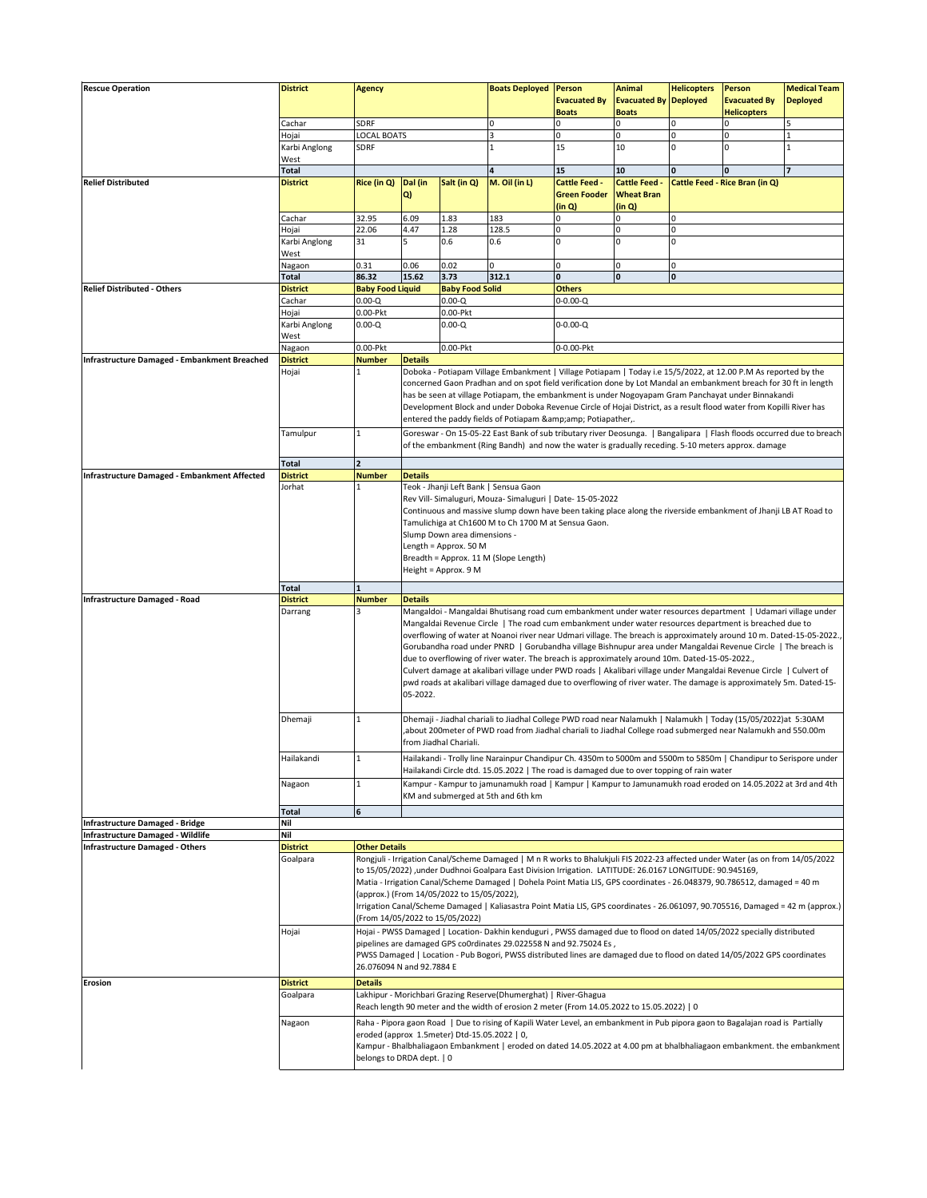## Rescue Operation

| District | Agency | Boats Deployed | Person Evacuated By Boats | Animal Evacuated By Boats | Helicopters Deployed | Person Evacuated By Helicopters | Medical Team Deployed |
|---|---|---|---|---|---|---|---|
| Cachar | SDRF | 0 | 0 | 0 | 0 | 0 | 5 |
| Hojai | LOCAL BOATS | 3 | 0 | 0 | 0 | 0 | 1 |
| Karbi Anglong West | SDRF | 1 | 15 | 10 | 0 | 0 | 1 |
| **Total** | | **4** | **15** | **10** | **0** | **0** | **7** |

## Relief Distributed

| District | Rice (in Q) | Dal (in Q) | Salt (in Q) | M. Oil (in L) | Cattle Feed - Green Fooder (in Q) | Cattle Feed - Wheat Bran (in Q) | Cattle Feed - Rice Bran (in Q) |
|---|---|---|---|---|---|---|---|
| Cachar | 32.95 | 6.09 | 1.83 | 183 | 0 | 0 | 0 |
| Hojai | 22.06 | 4.47 | 1.28 | 128.5 | 0 | 0 | 0 |
| Karbi Anglong West | 31 | 5 | 0.6 | 0.6 | 0 | 0 | 0 |
| Nagaon | 0.31 | 0.06 | 0.02 | 0 | 0 | 0 | 0 |
| **Total** | **86.32** | **15.62** | **3.73** | **312.1** | **0** | **0** | **0** |

## Relief Distributed - Others

| District | Baby Food Liquid | Baby Food Solid | Others |
|---|---|---|---|
| Cachar | 0.00-Q | 0.00-Q | 0-0.00-Q |
| Hojai | 0.00-Pkt | 0.00-Pkt | |
| Karbi Anglong West | 0.00-Q | 0.00-Q | 0-0.00-Q |
| Nagaon | 0.00-Pkt | 0.00-Pkt | 0-0.00-Pkt |

## Infrastructure Damaged - Embankment Breached

| District | Number | Details |
|---|---|---|
| Hojai | 1 | Doboka - Potiapam Village Embankment \| Village Potiapam \| Today i.e 15/5/2022, at 12.00 P.M As reported by the concerned Gaon Pradhan and on spot field verification done by Lot Mandal an embankment breach for 30 ft in length has be seen at village Potiapam, the embankment is under Nogoyapam Gram Panchayat under Binnakandi Development Block and under Doboka Revenue Circle of Hojai District, as a result flood water from Kopilli River has entered the paddy fields of Potiapam &amp;amp; Potiapather,. |
| Tamulpur | 1 | Goreswar - On 15-05-22 East Bank of sub tributary river Deosunga. \| Bangalipara \| Flash floods occurred due to breach of the embankment (Ring Bandh) and now the water is gradually receding. 5-10 meters approx. damage |
| **Total** | **2** | |

## Infrastructure Damaged - Embankment Affected

| District | Number | Details |
|---|---|---|
| Jorhat | 1 | Teok - Jhanji Left Bank \| Sensua Gaon<br>Rev Vill- Simaluguri, Mouza- Simaluguri \| Date- 15-05-2022<br>Continuous and massive slump down have been taking place along the riverside embankment of Jhanji LB AT Road to Tamulichiga at Ch1600 M to Ch 1700 M at Sensua Gaon.<br>Slump Down area dimensions -<br>Length = Approx. 50 M<br>Breadth = Approx. 11 M (Slope Length)<br>Height = Approx. 9 M |
| **Total** | **1** | |

## Infrastructure Damaged - Road

| District | Number | Details |
|---|---|---|
| Darrang | 3 | Mangaldoi - Mangaldai Bhutisang road cum embankment under water resources department \| Udamari village under Mangaldai Revenue Circle \| The road cum embankment under water resources department is breached due to overflowing of water at Noanoi river near Udmari village. The breach is approximately around 10 m. Dated-15-05-2022.,<br>Gorubandha road under PNRD \| Gorubandha village Bishnupur area under Mangaldai Revenue Circle \| The breach is due to overflowing of river water. The breach is approximately around 10m. Dated-15-05-2022.,<br>Culvert damage at akalibari village under PWD roads \| Akalibari village under Mangaldai Revenue Circle \| Culvert of pwd roads at akalibari village damaged due to overflowing of river water. The damage is approximately 5m. Dated-15-05-2022. |
| Dhemaji | 1 | Dhemaji - Jiadhal chariali to Jiadhal College PWD road near Nalamukh \| Nalamukh \| Today (15/05/2022)at 5:30AM ,about 200meter of PWD road from Jiadhal chariali to Jiadhal College road submerged near Nalamukh and 550.00m from Jiadhal Chariali. |
| Hailakandi | 1 | Hailakandi - Trolly line Narainpur Chandipur Ch. 4350m to 5000m and 5500m to 5850m \| Chandipur to Serispore under Hailakandi Circle dtd. 15.05.2022 \| The road is damaged due to over topping of rain water |
| Nagaon | 1 | Kampur - Kampur to jamunamukh road \| Kampur \| Kampur to Jamunamukh road eroded on 14.05.2022 at 3rd and 4th KM and submerged at 5th and 6th km |
| **Total** | **6** | |

## Infrastructure Damaged - Bridge

Nil

## Infrastructure Damaged - Wildlife

Nil

## Infrastructure Damaged - Others

| District | Other Details |
|---|---|
| Goalpara | Rongjuli - Irrigation Canal/Scheme Damaged \| M n R works to Bhalukjuli FIS 2022-23 affected under Water (as on from 14/05/2022 to 15/05/2022) ,under Dudhnoi Goalpara East Division Irrigation. LATITUDE: 26.0167 LONGITUDE: 90.945169,<br>Matia - Irrigation Canal/Scheme Damaged \| Dohela Point Matia LIS, GPS coordinates - 26.048379, 90.786512, damaged = 40 m (approx.) (From 14/05/2022 to 15/05/2022),<br>Irrigation Canal/Scheme Damaged \| Kaliasastra Point Matia LIS, GPS coordinates - 26.061097, 90.705516, Damaged = 42 m (approx.) (From 14/05/2022 to 15/05/2022) |
| Hojai | Hojai - PWSS Damaged \| Location- Dakhin kenduguri , PWSS damaged due to flood on dated 14/05/2022 specially distributed pipelines are damaged GPS co0rdinates 29.022558 N and 92.75024 Es ,<br>PWSS Damaged \| Location - Pub Bogori, PWSS distributed lines are damaged due to flood on dated 14/05/2022 GPS coordinates 26.076094 N and 92.7884 E |

## Erosion

| District | Details |
|---|---|
| Goalpara | Lakhipur - Morichbari Grazing Reserve(Dhumerghat) \| River-Ghagua<br>Reach length 90 meter and the width of erosion 2 meter (From 14.05.2022 to 15.05.2022) \| 0 |
| Nagaon | Raha - Pipora gaon Road \| Due to rising of Kapili Water Level, an embankment in Pub pipora gaon to Bagalajan road is Partially eroded (approx 1.5meter) Dtd-15.05.2022 \| 0,<br>Kampur - Bhalbhaliagaon Embankment \| eroded on dated 14.05.2022 at 4.00 pm at bhalbhaliagaon embankment. the embankment belongs to DRDA dept. \| 0 |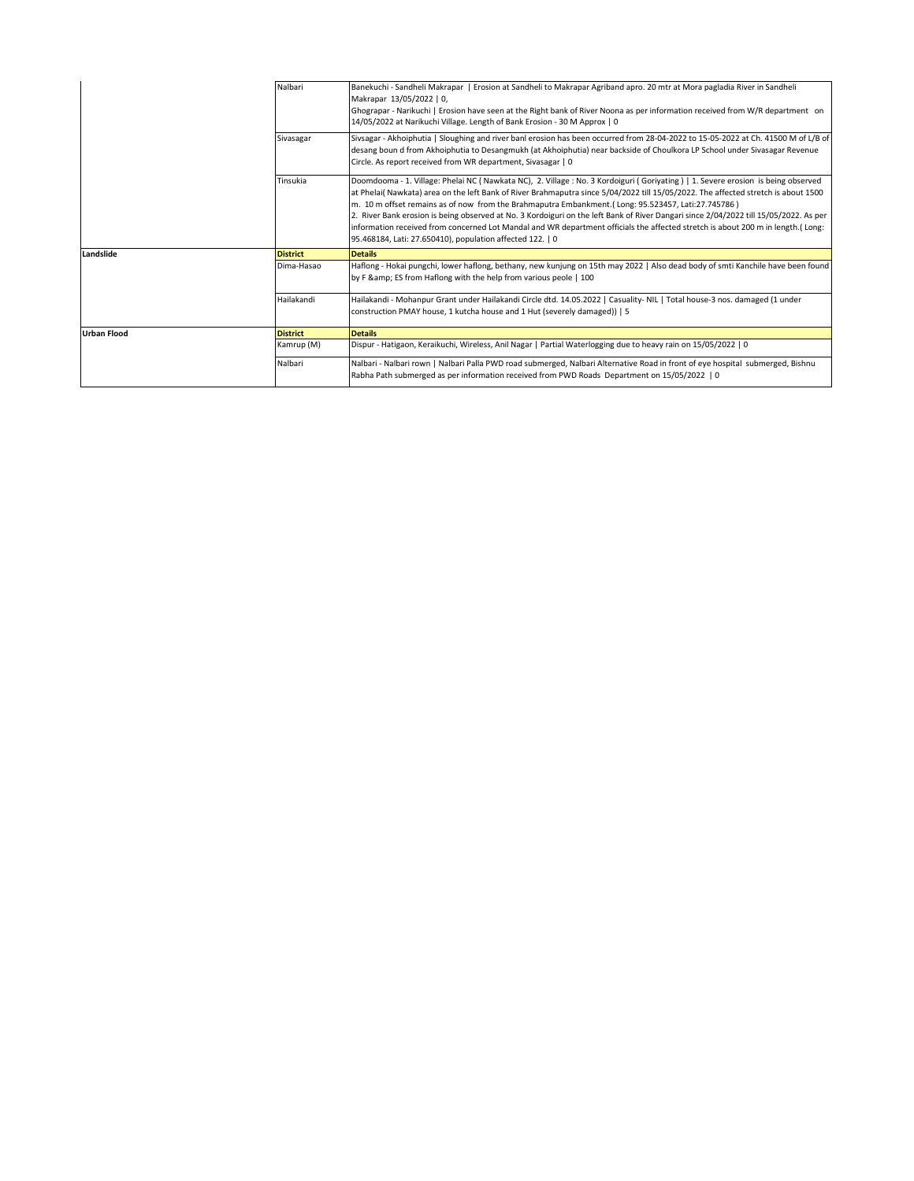| | | |
|---|---|---|
| | Nalbari | Banekuchi - Sandheli Makrapar \| Erosion at Sandheli to Makrapar Agriband apro. 20 mtr at Mora pagladia River in Sandheli Makrapar 13/05/2022 \| 0,<br>Ghograpar - Narikuchi \| Erosion have seen at the Right bank of River Noona as per information received from W/R department on 14/05/2022 at Narikuchi Village. Length of Bank Erosion - 30 M Approx \| 0 |
| | Sivasagar | Sivsagar - Akhoiphutia \| Sloughing and river banl erosion has been occurred from 28-04-2022 to 15-05-2022 at Ch. 41500 M of L/B of desang boun d from Akhoiphutia to Desangmukh (at Akhoiphutia) near backside of Choulkora LP School under Sivasagar Revenue Circle. As report received from WR department, Sivasagar \| 0 |
| | Tinsukia | Doomdooma - 1. Village: Phelai NC ( Nawkata NC), 2. Village : No. 3 Kordoiguri ( Goriyating ) \| 1. Severe erosion is being observed at Phelai( Nawkata) area on the left Bank of River Brahmaputra since 5/04/2022 till 15/05/2022. The affected stretch is about 1500 m. 10 m offset remains as of now from the Brahmaputra Embankment.( Long: 95.523457, Lati:27.745786 )<br>2. River Bank erosion is being observed at No. 3 Kordoiguri on the left Bank of River Dangari since 2/04/2022 till 15/05/2022. As per information received from concerned Lot Mandal and WR department officials the affected stretch is about 200 m in length.( Long: 95.468184, Lati: 27.650410), population affected 122. \| 0 |
| **Landslide** | **District** | **Details** |
| | Dima-Hasao | Haflong - Hokai pungchi, lower haflong, bethany, new kunjung on 15th may 2022 \| Also dead body of smti Kanchile have been found by F &amp; ES from Haflong with the help from various peole \| 100 |
| | Hailakandi | Hailakandi - Mohanpur Grant under Hailakandi Circle dtd. 14.05.2022 \| Casuality- NIL \| Total house-3 nos. damaged (1 under construction PMAY house, 1 kutcha house and 1 Hut (severely damaged)) \| 5 |
| **Urban Flood** | **District** | **Details** |
| | Kamrup (M) | Dispur - Hatigaon, Keraikuchi, Wireless, Anil Nagar \| Partial Waterlogging due to heavy rain on 15/05/2022 \| 0 |
| | Nalbari | Nalbari - Nalbari rown \| Nalbari Palla PWD road submerged, Nalbari Alternative Road in front of eye hospital submerged, Bishnu Rabha Path submerged as per information received from PWD Roads Department on 15/05/2022 \| 0 |